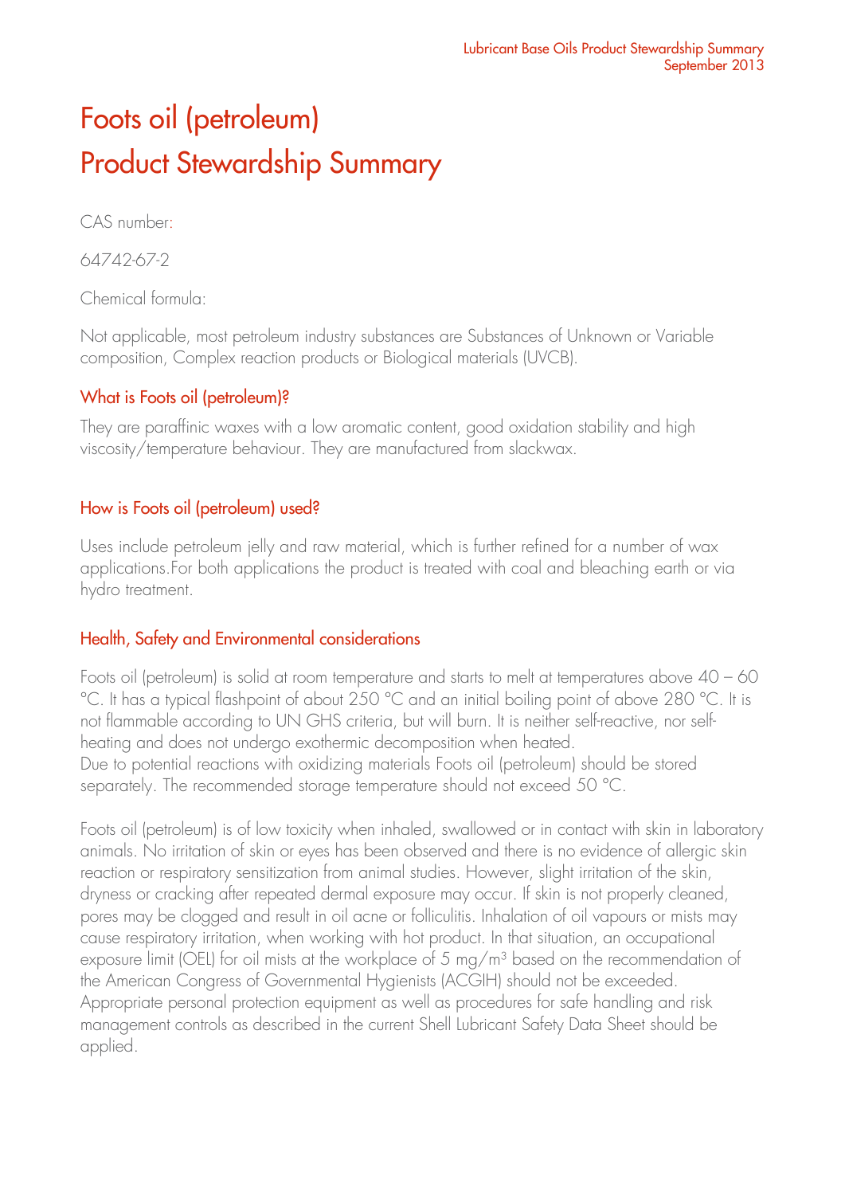# Foots oil (petroleum)
# Product Stewardship Summary

CAS number:

64742-67-2

Chemical formula:

Not applicable, most petroleum industry substances are Substances of Unknown or Variable composition, Complex reaction products or Biological materials (UVCB).

## What is Foots oil (petroleum)?

They are paraffinic waxes with a low aromatic content, good oxidation stability and high viscosity/temperature behaviour. They are manufactured from slackwax.

## How is Foots oil (petroleum) used?

Uses include petroleum jelly and raw material, which is further refined for a number of wax applications.For both applications the product is treated with coal and bleaching earth or via hydro treatment.

## Health, Safety and Environmental considerations

Foots oil (petroleum) is solid at room temperature and starts to melt at temperatures above 40 – 60 °C. It has a typical flashpoint of about 250 °C and an initial boiling point of above 280 °C. It is not flammable according to UN GHS criteria, but will burn. It is neither self-reactive, nor self-heating and does not undergo exothermic decomposition when heated.
Due to potential reactions with oxidizing materials Foots oil (petroleum) should be stored separately. The recommended storage temperature should not exceed 50 °C.

Foots oil (petroleum) is of low toxicity when inhaled, swallowed or in contact with skin in laboratory animals. No irritation of skin or eyes has been observed and there is no evidence of allergic skin reaction or respiratory sensitization from animal studies. However, slight irritation of the skin, dryness or cracking after repeated dermal exposure may occur. If skin is not properly cleaned, pores may be clogged and result in oil acne or folliculitis. Inhalation of oil vapours or mists may cause respiratory irritation, when working with hot product. In that situation, an occupational exposure limit (OEL) for oil mists at the workplace of 5 mg/m$^3$ based on the recommendation of the American Congress of Governmental Hygienists (ACGIH) should not be exceeded. Appropriate personal protection equipment as well as procedures for safe handling and risk management controls as described in the current Shell Lubricant Safety Data Sheet should be applied.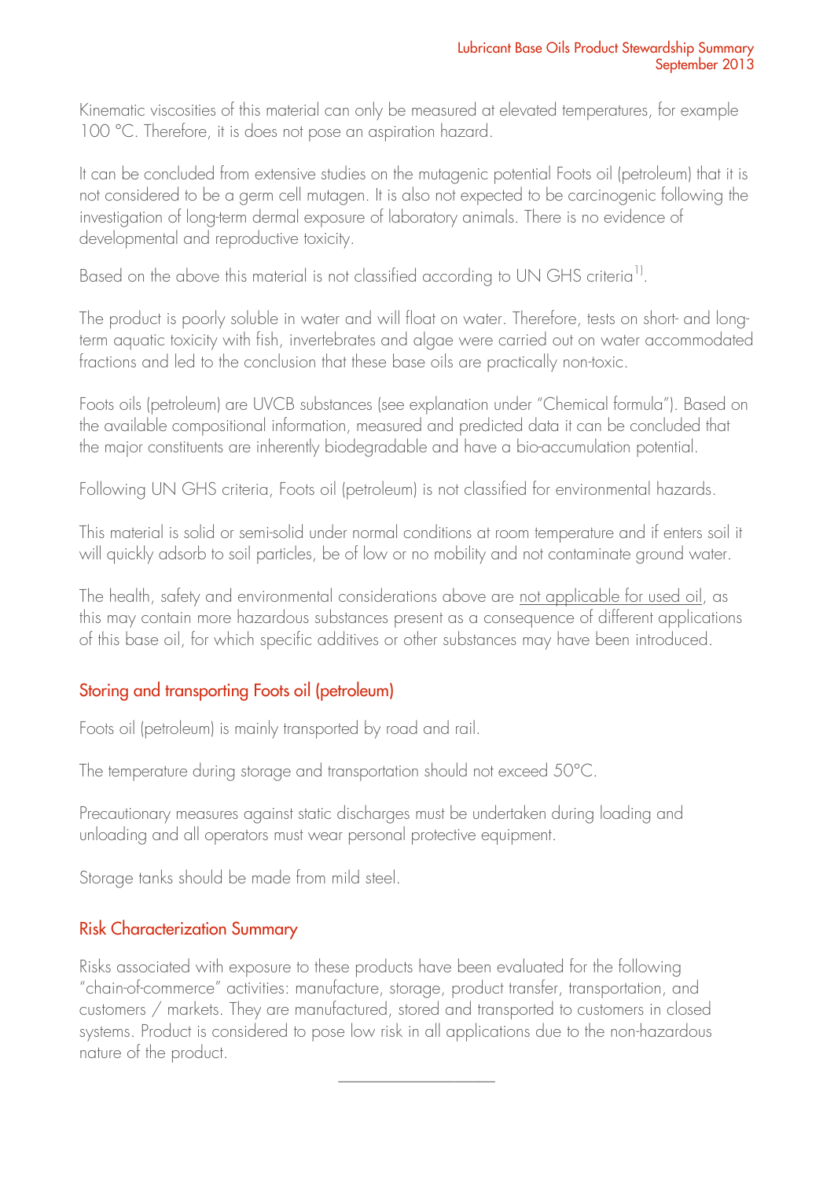Kinematic viscosities of this material can only be measured at elevated temperatures, for example 100 °C. Therefore, it is does not pose an aspiration hazard.

It can be concluded from extensive studies on the mutagenic potential Foots oil (petroleum) that it is not considered to be a germ cell mutagen. It is also not expected to be carcinogenic following the investigation of long-term dermal exposure of laboratory animals. There is no evidence of developmental and reproductive toxicity.

Based on the above this material is not classified according to UN GHS criteria[1].

The product is poorly soluble in water and will float on water. Therefore, tests on short- and long-term aquatic toxicity with fish, invertebrates and algae were carried out on water accommodated fractions and led to the conclusion that these base oils are practically non-toxic.

Foots oils (petroleum) are UVCB substances (see explanation under "Chemical formula"). Based on the available compositional information, measured and predicted data it can be concluded that the major constituents are inherently biodegradable and have a bio-accumulation potential.

Following UN GHS criteria, Foots oil (petroleum) is not classified for environmental hazards.

This material is solid or semi-solid under normal conditions at room temperature and if enters soil it will quickly adsorb to soil particles, be of low or no mobility and not contaminate ground water.

The health, safety and environmental considerations above are not applicable for used oil, as this may contain more hazardous substances present as a consequence of different applications of this base oil, for which specific additives or other substances may have been introduced.

## Storing and transporting Foots oil (petroleum)

Foots oil (petroleum) is mainly transported by road and rail.

The temperature during storage and transportation should not exceed 50°C.

Precautionary measures against static discharges must be undertaken during loading and unloading and all operators must wear personal protective equipment.

Storage tanks should be made from mild steel.

## Risk Characterization Summary

Risks associated with exposure to these products have been evaluated for the following "chain-of-commerce" activities: manufacture, storage, product transfer, transportation, and customers / markets. They are manufactured, stored and transported to customers in closed systems. Product is considered to pose low risk in all applications due to the non-hazardous nature of the product.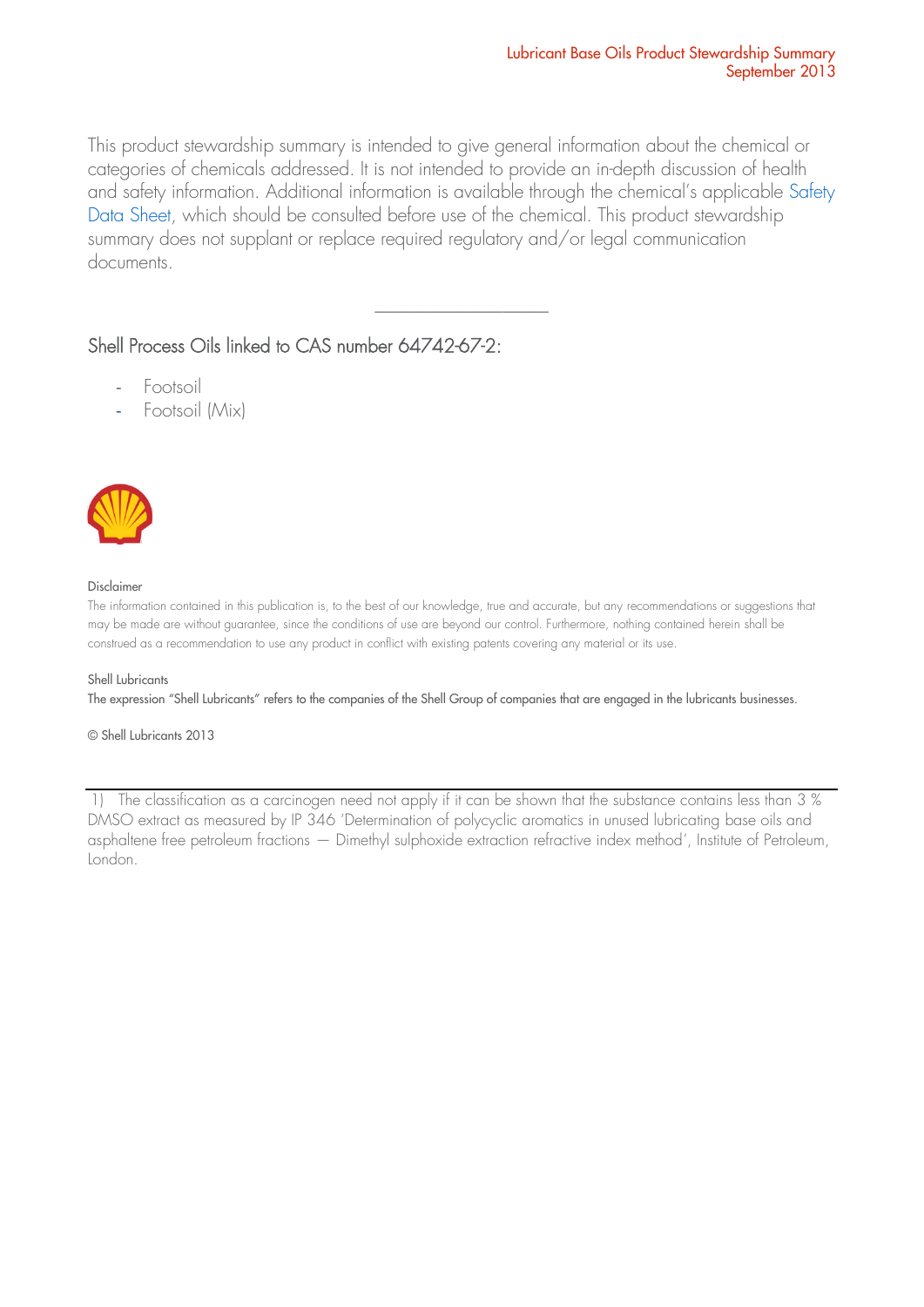This product stewardship summary is intended to give general information about the chemical or categories of chemicals addressed. It is not intended to provide an in-depth discussion of health and safety information. Additional information is available through the chemical's applicable Safety Data Sheet, which should be consulted before use of the chemical. This product stewardship summary does not supplant or replace required regulatory and/or legal communication documents.

---

## Shell Process Oils linked to CAS number 64742-67-2:

- Footsoil
- Footsoil (Mix)

Disclaimer

The information contained in this publication is, to the best of our knowledge, true and accurate, but any recommendations or suggestions that may be made are without guarantee, since the conditions of use are beyond our control. Furthermore, nothing contained herein shall be construed as a recommendation to use any product in conflict with existing patents covering any material or its use.

Shell Lubricants

The expression "Shell Lubricants" refers to the companies of the Shell Group of companies that are engaged in the lubricants businesses.

© Shell Lubricants 2013

---

1) The classification as a carcinogen need not apply if it can be shown that the substance contains less than 3 % DMSO extract as measured by IP 346 'Determination of polycyclic aromatics in unused lubricating base oils and asphaltene free petroleum fractions — Dimethyl sulphoxide extraction refractive index method', Institute of Petroleum, London.